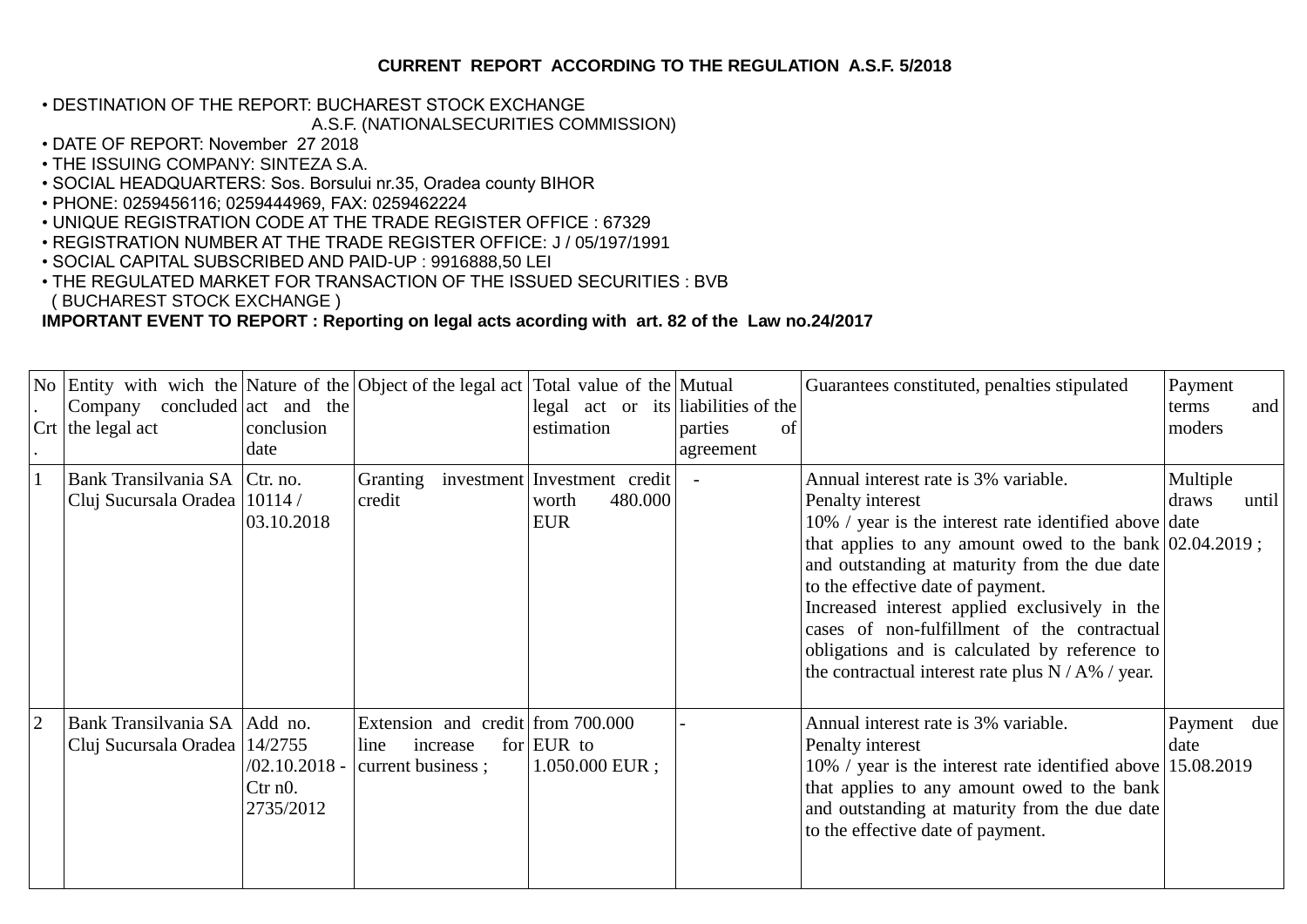**CURRENT REPORT ACCORDING TO THE REGULATION A.S.F. 5/2018**

- DESTINATION OF THE REPORT: BUCHAREST STOCK EXCHANGE
  A.S.F. (NATIONALSECURITIES COMMISSION)
- DATE OF REPORT: November 27 2018
- THE ISSUING COMPANY: SINTEZA S.A.
- SOCIAL HEADQUARTERS: Sos. Borsului nr.35, Oradea county BIHOR
- PHONE: 0259456116; 0259444969, FAX: 0259462224
- UNIQUE REGISTRATION CODE AT THE TRADE REGISTER OFFICE : 67329
- REGISTRATION NUMBER AT THE TRADE REGISTER OFFICE: J / 05/197/1991
- SOCIAL CAPITAL SUBSCRIBED AND PAID-UP : 9916888,50 LEI
- THE REGULATED MARKET FOR TRANSACTION OF THE ISSUED SECURITIES : BVB ( BUCHAREST STOCK EXCHANGE )

**IMPORTANT EVENT TO REPORT : Reporting on legal acts acording with art. 82 of the Law no.24/2017**

| No. Crt. | Entity with wich the Company concluded the legal act | Nature of the act and the conclusion date | Object of the legal act | Total value of the legal act or its estimation | Mutual liabilities of the parties of agreement | Guarantees constituted, penalties stipulated | Payment terms and moders |
|---|---|---|---|---|---|---|---|
| 1 | Bank Transilvania SA Cluj Sucursala Oradea | Ctr. no. 10114 / 03.10.2018 | Granting investment credit | Investment credit worth 480.000 EUR | - | Annual interest rate is 3% variable.<br>Penalty interest<br>10% / year is the interest rate identified above that applies to any amount owed to the bank and outstanding at maturity from the due date to the effective date of payment.<br>Increased interest applied exclusively in the cases of non-fulfillment of the contractual obligations and is calculated by reference to the contractual interest rate plus N / A% / year. | Multiple draws until date 02.04.2019 ; |
| 2 | Bank Transilvania SA Cluj Sucursala Oradea | Add no. 14/2755 /02.10.2018 - Ctr n0. 2735/2012 | Extension and credit line increase for current business ; | from 700.000 EUR to 1.050.000 EUR ; | - | Annual interest rate is 3% variable.<br>Penalty interest<br>10% / year is the interest rate identified above that applies to any amount owed to the bank and outstanding at maturity from the due date to the effective date of payment. | Payment due date 15.08.2019 |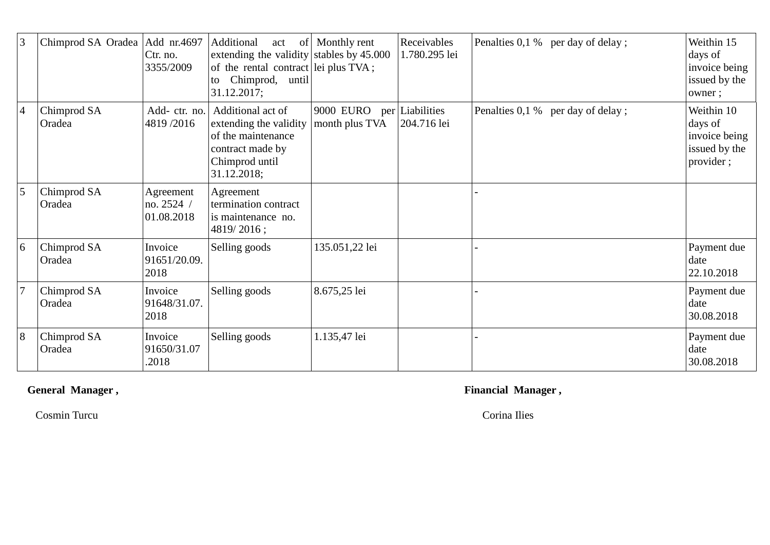| | | | | | | | |
|---|---|---|---|---|---|---|---|
| 3 | Chimprod SA Oradea | Add nr.4697 Ctr. no. 3355/2009 | Additional act of extending the validity of the rental contract to Chimprod, until 31.12.2017; | Monthly rent stables by 45.000 lei plus TVA ; | Receivables 1.780.295 lei | Penalties 0,1 % per day of delay ; | Weithin 15 days of invoice being issued by the owner ; |
| 4 | Chimprod SA Oradea | Add- ctr. no. 4819 /2016 | Additional act of extending the validity of the maintenance contract made by Chimprod until 31.12.2018; | 9000 EURO per month plus TVA | Liabilities 204.716 lei | Penalties 0,1 % per day of delay ; | Weithin 10 days of invoice being issued by the provider ; |
| 5 | Chimprod SA Oradea | Agreement no. 2524 / 01.08.2018 | Agreement termination contract is maintenance no. 4819/ 2016 ; | | | - | |
| 6 | Chimprod SA Oradea | Invoice 91651/20.09. 2018 | Selling goods | 135.051,22 lei | | - | Payment due date 22.10.2018 |
| 7 | Chimprod SA Oradea | Invoice 91648/31.07. 2018 | Selling goods | 8.675,25 lei | | - | Payment due date 30.08.2018 |
| 8 | Chimprod SA Oradea | Invoice 91650/31.07 .2018 | Selling goods | 1.135,47 lei | | - | Payment due date 30.08.2018 |

**General Manager ,**

Cosmin Turcu

**Financial Manager ,**

Corina Ilies